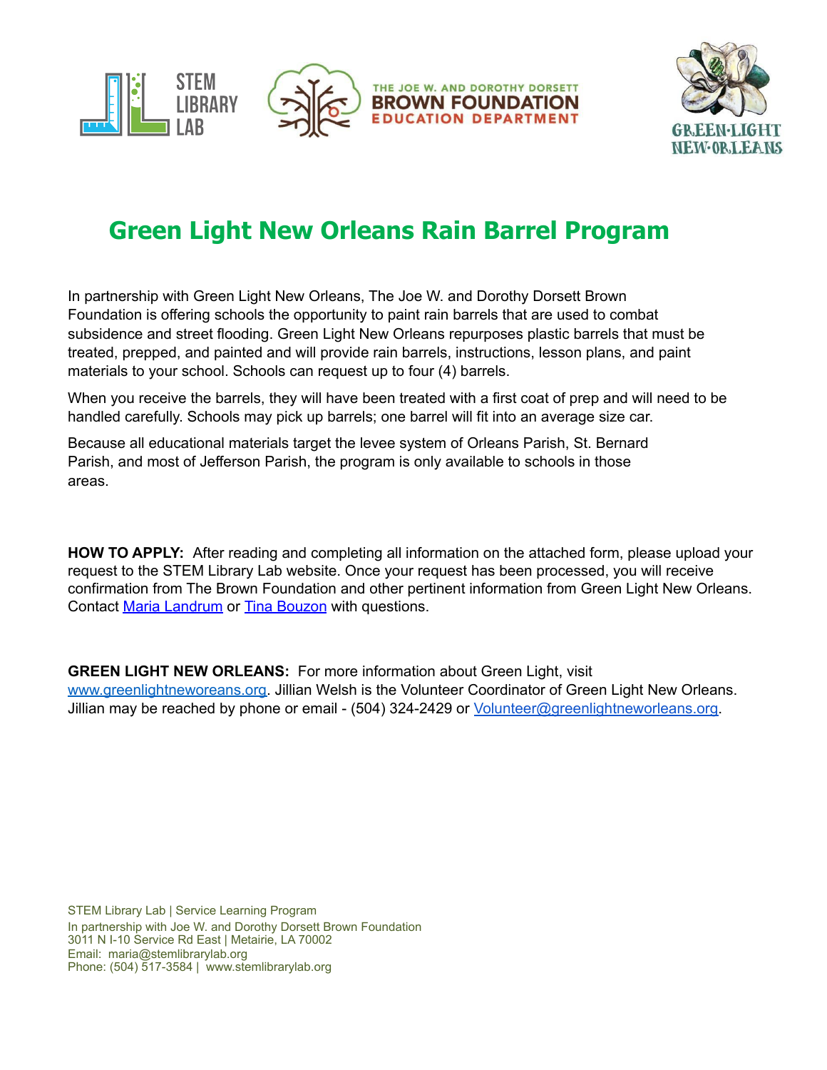# Green Light New Orleans Rain Barrel Program

In partnership with Green Light New Orleans, The Joe W. and Dorothy Dorsett Brown Foundation is offering schools the opportunity to paint rain barrels that are used to combat subsidence and street flooding. Green Light New Orleans repurposes plastic barrels that must be treated, prepped, and painted and will provide rain barrels, instructions, lesson plans, and paint materials to your school. Schools can request up to four (4) barrels.

When you receive the barrels, they will have been treated with a first coat of prep and will need to be handled carefully. Schools may pick up barrels; one barrel will fit into an average size car.

Because all educational materials target the levee system of Orleans Parish, St. Bernard Parish, and most of Jefferson Parish, the program is only available to schools in those areas.

**HOW TO APPLY:** After reading and completing all information on the attached form, please upload your request to the STEM Library Lab website. Once your request has been processed, you will receive confirmation from The Brown Foundation and other pertinent information from Green Light New Orleans. Contact Maria Landrum or Tina Bouzon with questions.

**GREEN LIGHT NEW ORLEANS:** For more information about Green Light, visit www.greenlightneworeans.org. Jillian Welsh is the Volunteer Coordinator of Green Light New Orleans. Jillian may be reached by phone or email - (504) 324-2429 or Volunteer@greenlightneworleans.org.

STEM Library Lab | Service Learning Program
In partnership with Joe W. and Dorothy Dorsett Brown Foundation
3011 N I-10 Service Rd East | Metairie, LA 70002
Email: maria@stemlibrarylab.org
Phone: (504) 517-3584 | www.stemlibrarylab.org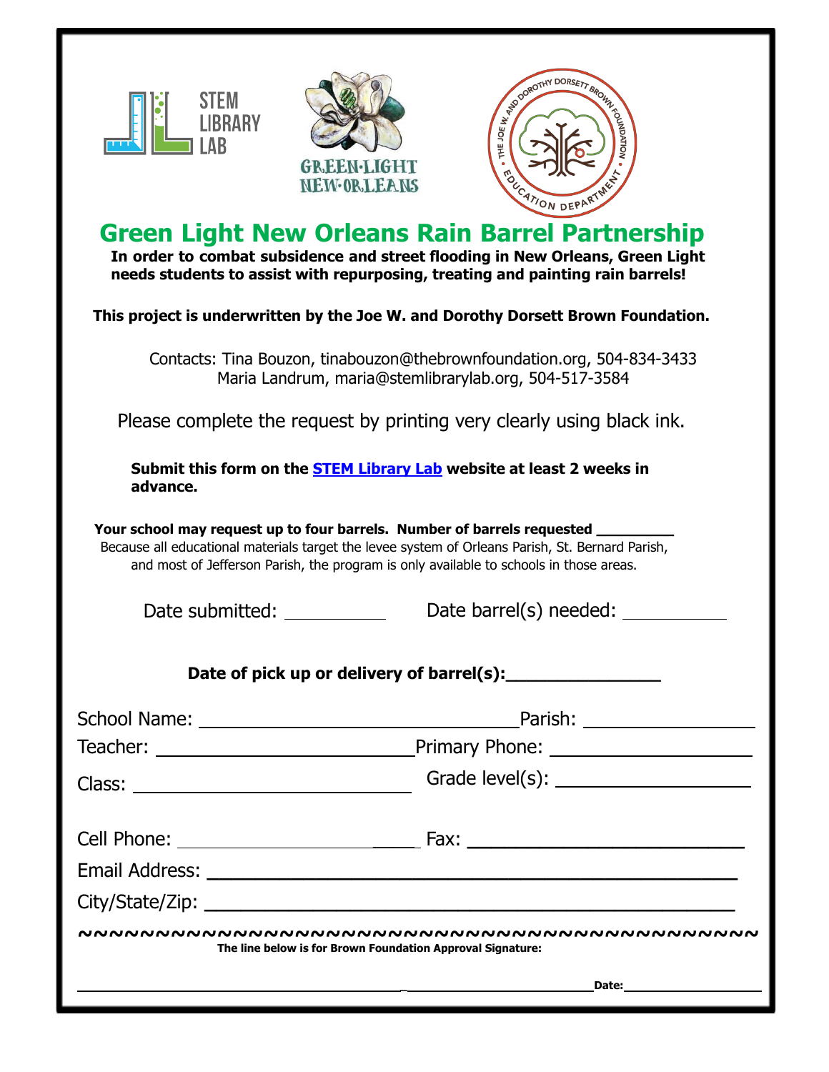STEM LIBRARY LAB

GREEN·LIGHT NEW·ORLEANS

THE JOE W. AND DOROTHY DORSETT BROWN FOUNDATION • EDUCATION DEPARTMENT •

# Green Light New Orleans Rain Barrel Partnership

**In order to combat subsidence and street flooding in New Orleans, Green Light needs students to assist with repurposing, treating and painting rain barrels!**

**This project is underwritten by the Joe W. and Dorothy Dorsett Brown Foundation.**

Contacts: Tina Bouzon, tinabouzon@thebrownfoundation.org, 504-834-3433
Maria Landrum, maria@stemlibrarylab.org, 504-517-3584

Please complete the request by printing very clearly using black ink.

**Submit this form on the [STEM Library Lab]() website at least 2 weeks in advance.**

**Your school may request up to four barrels. Number of barrels requested ________**
Because all educational materials target the levee system of Orleans Parish, St. Bernard Parish, and most of Jefferson Parish, the program is only available to schools in those areas.

Date submitted: __________ Date barrel(s) needed: __________

**Date of pick up or delivery of barrel(s):______________**

School Name: ______________________________ Parish: ______________

Teacher: ________________________ Primary Phone: __________________

Class: __________________________ Grade level(s): _________________

Cell Phone: ________________________ Fax: ________________________

Email Address: ____________________________________________

City/State/Zip: ____________________________________________

~~~~~~~~~~~~~~~~~~~~~~~~~~~~~~~~~~~~~~~~~~~~

**The line below is for Brown Foundation Approval Signature:**

______________________________________________ **Date:**__________________